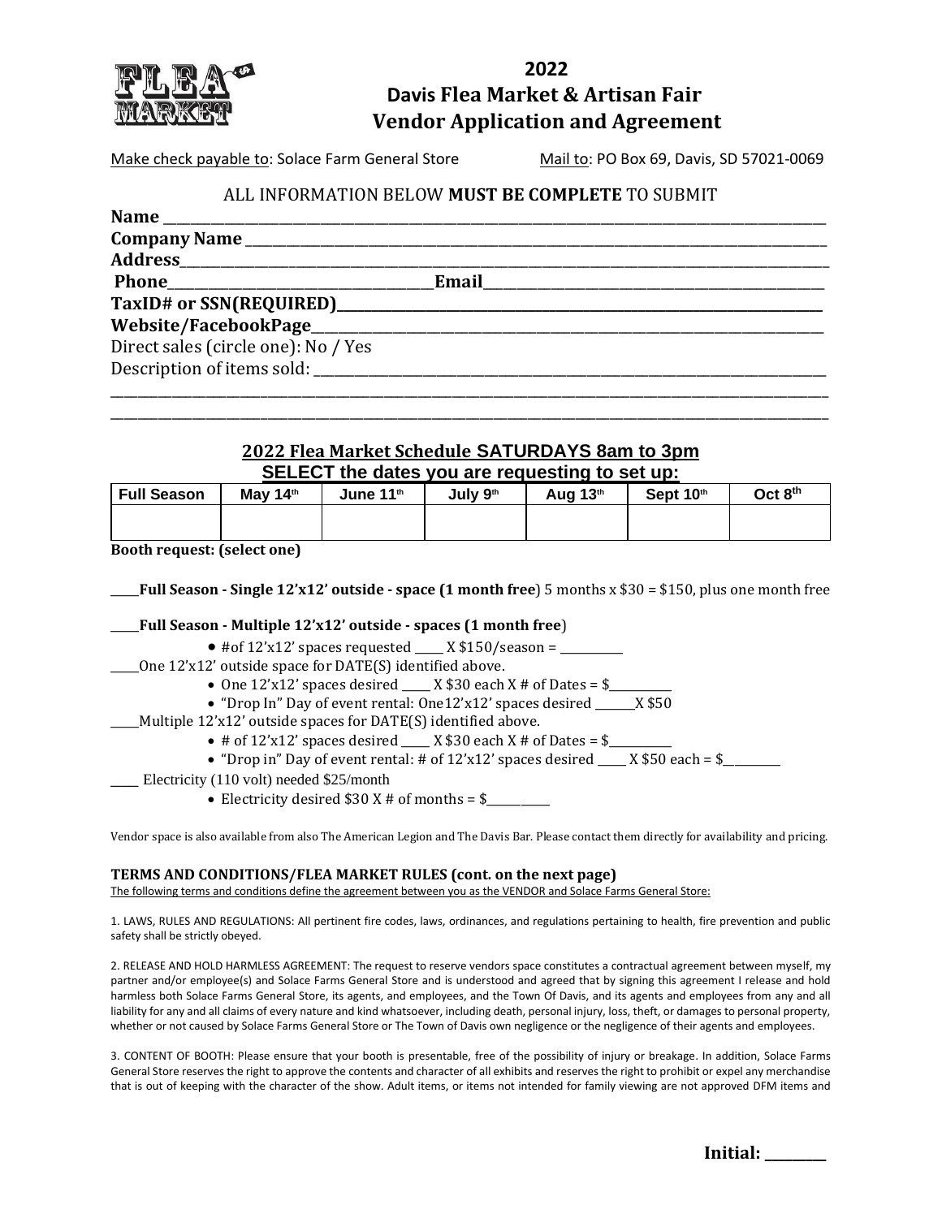# 2022
# Davis Flea Market & Artisan Fair
# Vendor Application and Agreement

Make check payable to: Solace Farm General Store Mail to: PO Box 69, Davis, SD 57021-0069

ALL INFORMATION BELOW **MUST BE COMPLETE** TO SUBMIT

**Name** ___________________________________________

**Company Name** ___________________________________________

**Address**___________________________________________

**Phone**___________________**Email**___________________

**TaxID# or SSN(REQUIRED)**___________________________________________

**Website/FacebookPage**___________________________________________

Direct sales (circle one): No / Yes

Description of items sold: ___________________________________________

___________________________________________

___________________________________________

## 2022 Flea Market Schedule SATURDAYS 8am to 3pm
## SELECT the dates you are requesting to set up:

| Full Season | May 14th | June 11th | July 9th | Aug 13th | Sept 10th | Oct 8th |
|---|---|---|---|---|---|---|
| | | | | | | |

**Booth request: (select one)**

____**Full Season - Single 12'x12' outside - space (1 month free**) 5 months x $30 = $150, plus one month free

____**Full Season - Multiple 12'x12' outside - spaces (1 month free**)

- #of 12'x12' spaces requested ____ X $150/season = _________

____One 12'x12' outside space for DATE(S) identified above.

- One 12'x12' spaces desired ____ X $30 each X # of Dates = $_________
- "Drop In" Day of event rental: One12'x12' spaces desired ______X $50

____Multiple 12'x12' outside spaces for DATE(S) identified above.

- # of 12'x12' spaces desired ____ X $30 each X # of Dates = $_________
- "Drop in" Day of event rental: # of 12'x12' spaces desired ____ X $50 each = $________

____ Electricity (110 volt) needed $25/month

- Electricity desired $30 X # of months = $_________

Vendor space is also available from also The American Legion and The Davis Bar. Please contact them directly for availability and pricing.

**TERMS AND CONDITIONS/FLEA MARKET RULES (cont. on the next page)**

The following terms and conditions define the agreement between you as the VENDOR and Solace Farms General Store:

1. LAWS, RULES AND REGULATIONS: All pertinent fire codes, laws, ordinances, and regulations pertaining to health, fire prevention and public safety shall be strictly obeyed.

2. RELEASE AND HOLD HARMLESS AGREEMENT: The request to reserve vendors space constitutes a contractual agreement between myself, my partner and/or employee(s) and Solace Farms General Store and is understood and agreed that by signing this agreement I release and hold harmless both Solace Farms General Store, its agents, and employees, and the Town Of Davis, and its agents and employees from any and all liability for any and all claims of every nature and kind whatsoever, including death, personal injury, loss, theft, or damages to personal property, whether or not caused by Solace Farms General Store or The Town of Davis own negligence or the negligence of their agents and employees.

3. CONTENT OF BOOTH: Please ensure that your booth is presentable, free of the possibility of injury or breakage. In addition, Solace Farms General Store reserves the right to approve the contents and character of all exhibits and reserves the right to prohibit or expel any merchandise that is out of keeping with the character of the show. Adult items, or items not intended for family viewing are not approved DFM items and

**Initial: _______**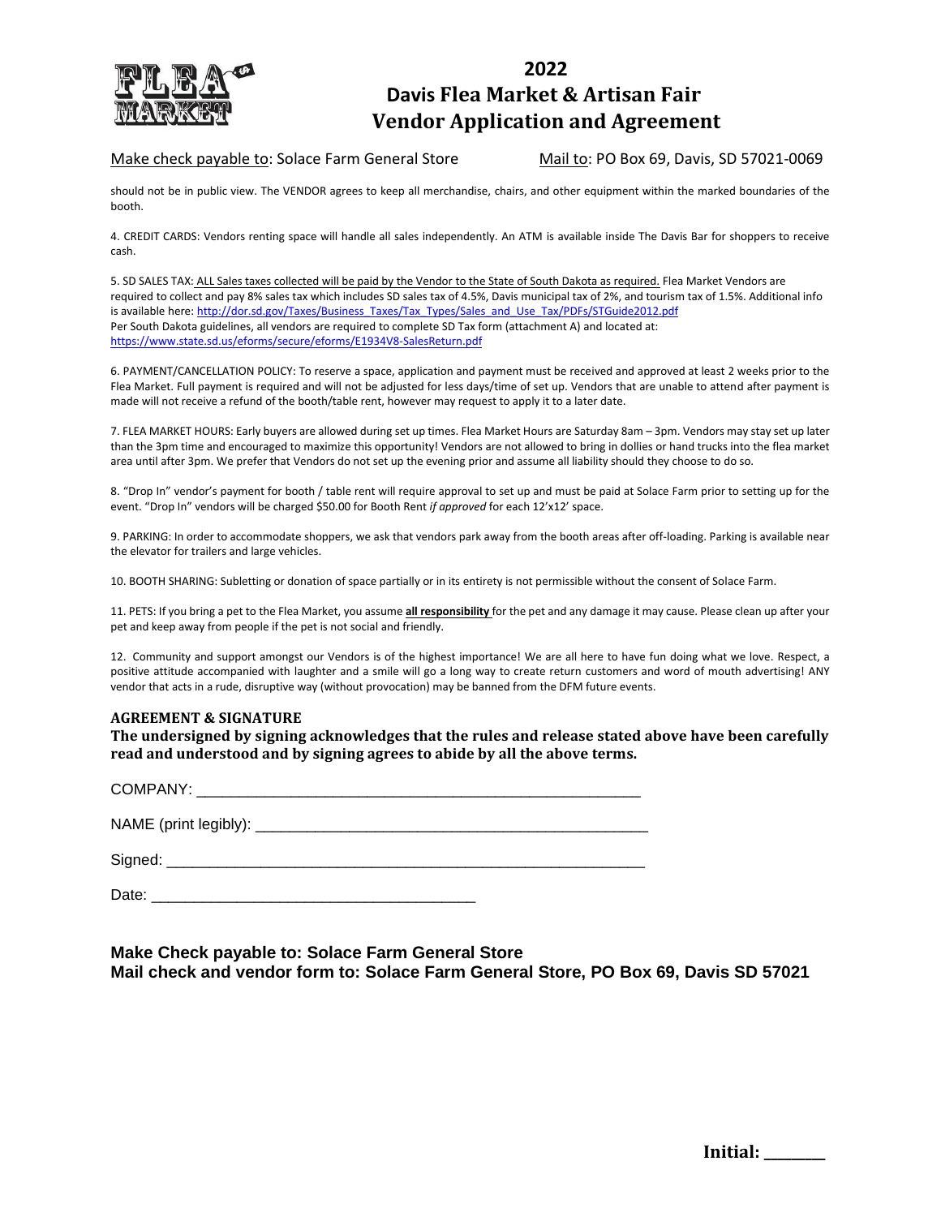# 2022
# Davis Flea Market & Artisan Fair
# Vendor Application and Agreement

Make check payable to: Solace Farm General Store      Mail to: PO Box 69, Davis, SD 57021-0069

should not be in public view. The VENDOR agrees to keep all merchandise, chairs, and other equipment within the marked boundaries of the booth.

4. CREDIT CARDS: Vendors renting space will handle all sales independently. An ATM is available inside The Davis Bar for shoppers to receive cash.

5. SD SALES TAX: ALL Sales taxes collected will be paid by the Vendor to the State of South Dakota as required. Flea Market Vendors are required to collect and pay 8% sales tax which includes SD sales tax of 4.5%, Davis municipal tax of 2%, and tourism tax of 1.5%. Additional info is available here: http://dor.sd.gov/Taxes/Business_Taxes/Tax_Types/Sales_and_Use_Tax/PDFs/STGuide2012.pdf
Per South Dakota guidelines, all vendors are required to complete SD Tax form (attachment A) and located at: https://www.state.sd.us/eforms/secure/eforms/E1934V8-SalesReturn.pdf

6. PAYMENT/CANCELLATION POLICY: To reserve a space, application and payment must be received and approved at least 2 weeks prior to the Flea Market. Full payment is required and will not be adjusted for less days/time of set up. Vendors that are unable to attend after payment is made will not receive a refund of the booth/table rent, however may request to apply it to a later date.

7. FLEA MARKET HOURS: Early buyers are allowed during set up times. Flea Market Hours are Saturday 8am – 3pm. Vendors may stay set up later than the 3pm time and encouraged to maximize this opportunity! Vendors are not allowed to bring in dollies or hand trucks into the flea market area until after 3pm. We prefer that Vendors do not set up the evening prior and assume all liability should they choose to do so.

8. "Drop In" vendor's payment for booth / table rent will require approval to set up and must be paid at Solace Farm prior to setting up for the event. "Drop In" vendors will be charged $50.00 for Booth Rent *if approved* for each 12'x12' space.

9. PARKING: In order to accommodate shoppers, we ask that vendors park away from the booth areas after off-loading. Parking is available near the elevator for trailers and large vehicles.

10. BOOTH SHARING: Subletting or donation of space partially or in its entirety is not permissible without the consent of Solace Farm.

11. PETS: If you bring a pet to the Flea Market, you assume **all responsibility** for the pet and any damage it may cause. Please clean up after your pet and keep away from people if the pet is not social and friendly.

12. Community and support amongst our Vendors is of the highest importance! We are all here to have fun doing what we love. Respect, a positive attitude accompanied with laughter and a smile will go a long way to create return customers and word of mouth advertising! ANY vendor that acts in a rude, disruptive way (without provocation) may be banned from the DFM future events.

**AGREEMENT & SIGNATURE**

**The undersigned by signing acknowledges that the rules and release stated above have been carefully read and understood and by signing agrees to abide by all the above terms.**

COMPANY: _______________________________________________________

NAME (print legibly): ______________________________________________

Signed: _________________________________________________________

Date: ________________________________________

**Make Check payable to: Solace Farm General Store**
**Mail check and vendor form to: Solace Farm General Store, PO Box 69, Davis SD 57021**

**Initial: _______**